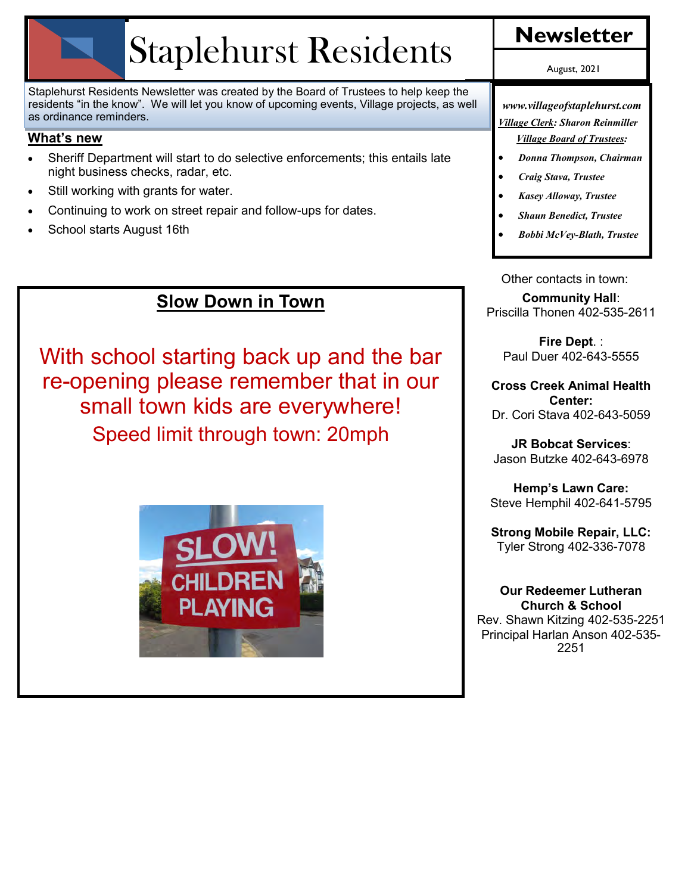# Staplehurst Residents

## Newsletter

August, 2021

Staplehurst Residents Newsletter was created by the Board of Trustees to help keep the residents "in the know". We will let you know of upcoming events, Village projects, as well as ordinance reminders.

### What's new

- Sheriff Department will start to do selective enforcements; this entails late night business checks, radar, etc.
- Still working with grants for water.
- Continuing to work on street repair and follow-ups for dates.
- School starts August 16th

## Slow Down in Town

With school starting back up and the bar re-opening please remember that in our small town kids are everywhere!

Speed limit through town: 20mph

*www.villageofstaplehurst.com*

***Village Clerk*: Sharon Reinmiller**

***Village Board of Trustees*:**

- ***Donna Thompson, Chairman***
- ***Craig Stava, Trustee***
- ***Kasey Alloway, Trustee***
- ***Shaun Benedict, Trustee***
- ***Bobbi McVey-Blath, Trustee***

Other contacts in town:

**Community Hall**:
Priscilla Thonen 402-535-2611

**Fire Dept.** :
Paul Duer 402-643-5555

**Cross Creek Animal Health Center:**
Dr. Cori Stava 402-643-5059

**JR Bobcat Services**:
Jason Butzke 402-643-6978

**Hemp's Lawn Care:**
Steve Hemphil 402-641-5795

**Strong Mobile Repair, LLC:**
Tyler Strong 402-336-7078

**Our Redeemer Lutheran Church & School**
Rev. Shawn Kitzing 402-535-2251
Principal Harlan Anson 402-535-2251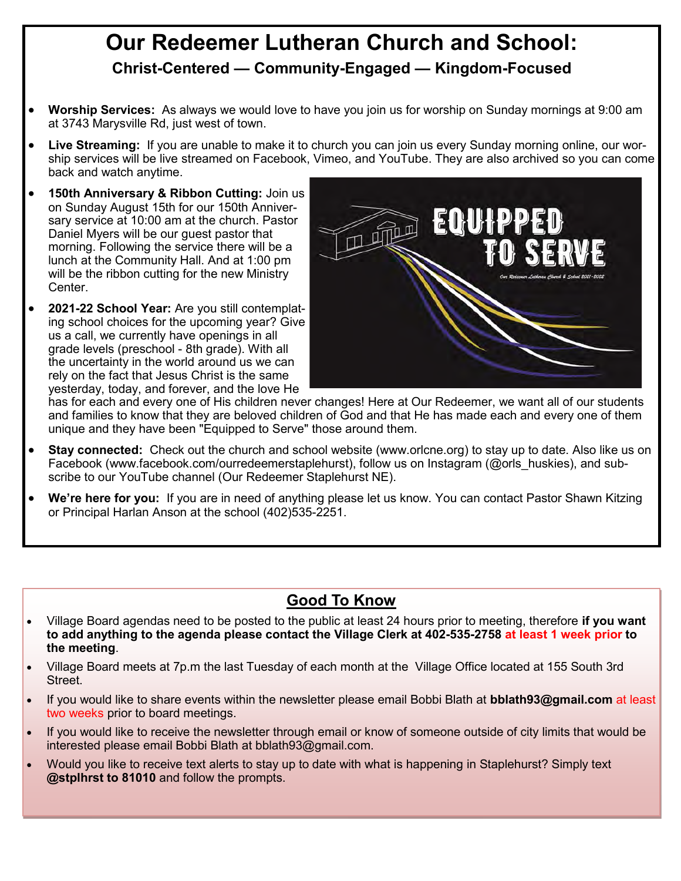# Our Redeemer Lutheran Church and School:

**Christ-Centered — Community-Engaged — Kingdom-Focused**

- **Worship Services:** As always we would love to have you join us for worship on Sunday mornings at 9:00 am at 3743 Marysville Rd, just west of town.
- **Live Streaming:** If you are unable to make it to church you can join us every Sunday morning online, our worship services will be live streamed on Facebook, Vimeo, and YouTube. They are also archived so you can come back and watch anytime.
- **150th Anniversary & Ribbon Cutting:** Join us on Sunday August 15th for our 150th Anniversary service at 10:00 am at the church. Pastor Daniel Myers will be our guest pastor that morning. Following the service there will be a lunch at the Community Hall. And at 1:00 pm will be the ribbon cutting for the new Ministry Center.
- **2021-22 School Year:** Are you still contemplating school choices for the upcoming year? Give us a call, we currently have openings in all grade levels (preschool - 8th grade). With all the uncertainty in the world around us we can rely on the fact that Jesus Christ is the same yesterday, today, and forever, and the love He has for each and every one of His children never changes! Here at Our Redeemer, we want all of our students and families to know that they are beloved children of God and that He has made each and every one of them unique and they have been "Equipped to Serve" those around them.
- **Stay connected:** Check out the church and school website (www.orlcne.org) to stay up to date. Also like us on Facebook (www.facebook.com/ourredeemerstaplehurst), follow us on Instagram (@orls_huskies), and subscribe to our YouTube channel (Our Redeemer Staplehurst NE).
- **We're here for you:** If you are in need of anything please let us know. You can contact Pastor Shawn Kitzing or Principal Harlan Anson at the school (402)535-2251.

EQUIPPED TO SERVE

Our Redeemer Lutheran Church & School 2021-2022

## Good To Know

- Village Board agendas need to be posted to the public at least 24 hours prior to meeting, therefore **if you want to add anything to the agenda please contact the Village Clerk at 402-535-2758 at least 1 week prior to the meeting**.
- Village Board meets at 7p.m the last Tuesday of each month at the Village Office located at 155 South 3rd Street.
- If you would like to share events within the newsletter please email Bobbi Blath at **bblath93@gmail.com** at least two weeks prior to board meetings.
- If you would like to receive the newsletter through email or know of someone outside of city limits that would be interested please email Bobbi Blath at bblath93@gmail.com.
- Would you like to receive text alerts to stay up to date with what is happening in Staplehurst? Simply text **@stplhrst to 81010** and follow the prompts.